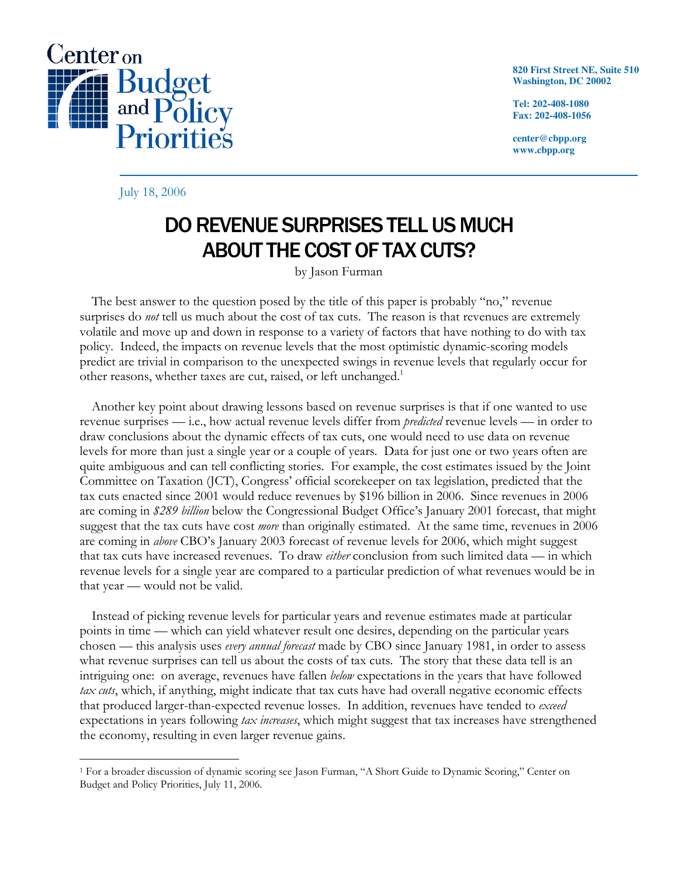Center on Budget and Policy Priorities

820 First Street NE, Suite 510
Washington, DC 20002

Tel: 202-408-1080
Fax: 202-408-1056

center@cbpp.org
www.cbpp.org

July 18, 2006

# DO REVENUE SURPRISES TELL US MUCH ABOUT THE COST OF TAX CUTS?

by Jason Furman

The best answer to the question posed by the title of this paper is probably "no," revenue surprises do *not* tell us much about the cost of tax cuts. The reason is that revenues are extremely volatile and move up and down in response to a variety of factors that have nothing to do with tax policy. Indeed, the impacts on revenue levels that the most optimistic dynamic-scoring models predict are trivial in comparison to the unexpected swings in revenue levels that regularly occur for other reasons, whether taxes are cut, raised, or left unchanged.[1]

Another key point about drawing lessons based on revenue surprises is that if one wanted to use revenue surprises — i.e., how actual revenue levels differ from *predicted* revenue levels — in order to draw conclusions about the dynamic effects of tax cuts, one would need to use data on revenue levels for more than just a single year or a couple of years. Data for just one or two years often are quite ambiguous and can tell conflicting stories. For example, the cost estimates issued by the Joint Committee on Taxation (JCT), Congress' official scorekeeper on tax legislation, predicted that the tax cuts enacted since 2001 would reduce revenues by $196 billion in 2006. Since revenues in 2006 are coming in *$289 billion* below the Congressional Budget Office's January 2001 forecast, that might suggest that the tax cuts have cost *more* than originally estimated. At the same time, revenues in 2006 are coming in *above* CBO's January 2003 forecast of revenue levels for 2006, which might suggest that tax cuts have increased revenues. To draw *either* conclusion from such limited data — in which revenue levels for a single year are compared to a particular prediction of what revenues would be in that year — would not be valid.

Instead of picking revenue levels for particular years and revenue estimates made at particular points in time — which can yield whatever result one desires, depending on the particular years chosen — this analysis uses *every annual forecast* made by CBO since January 1981, in order to assess what revenue surprises can tell us about the costs of tax cuts. The story that these data tell is an intriguing one: on average, revenues have fallen *below* expectations in the years that have followed *tax cuts*, which, if anything, might indicate that tax cuts have had overall negative economic effects that produced larger-than-expected revenue losses. In addition, revenues have tended to *exceed* expectations in years following *tax increases*, which might suggest that tax increases have strengthened the economy, resulting in even larger revenue gains.

[1] For a broader discussion of dynamic scoring see Jason Furman, "A Short Guide to Dynamic Scoring," Center on Budget and Policy Priorities, July 11, 2006.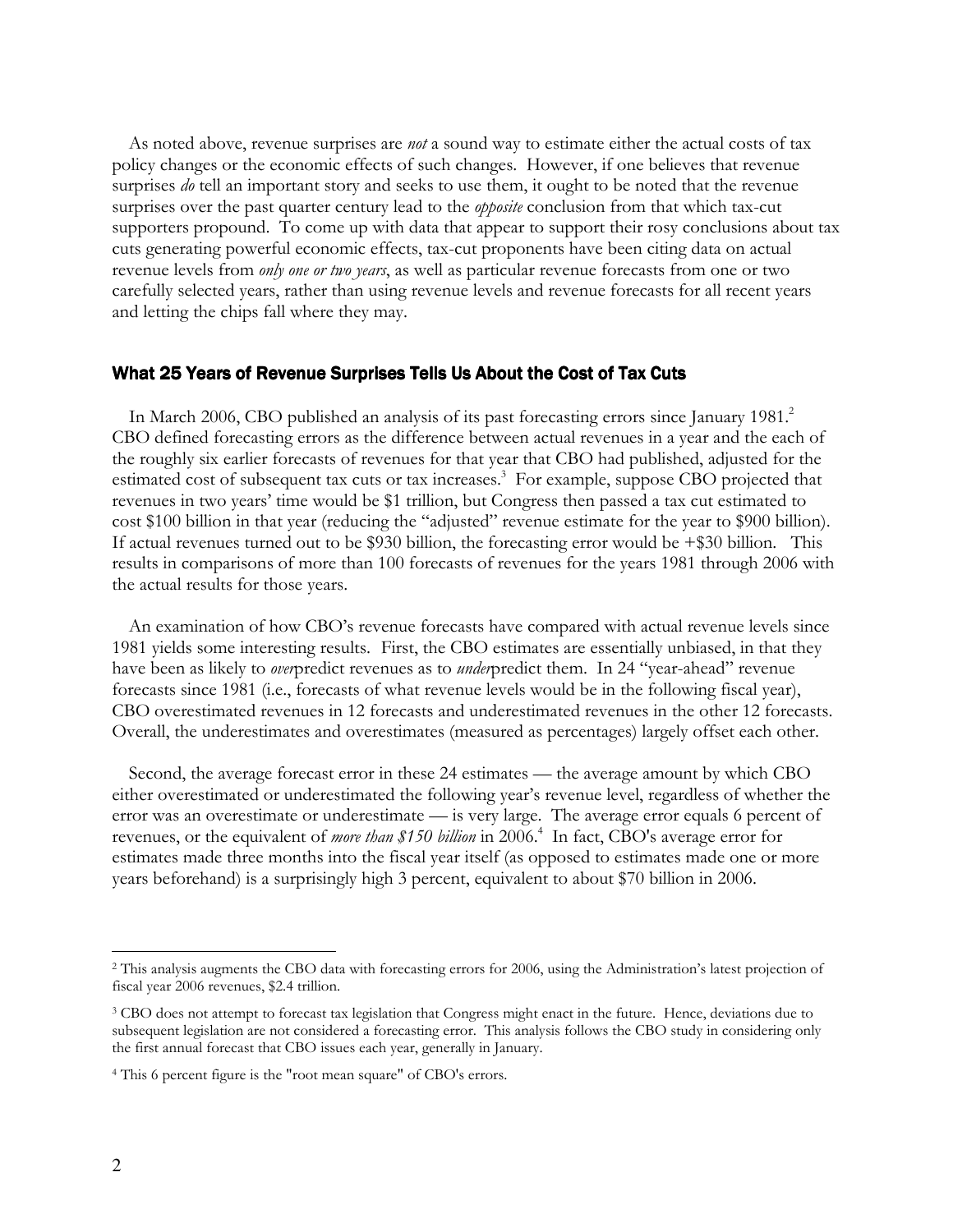As noted above, revenue surprises are *not* a sound way to estimate either the actual costs of tax policy changes or the economic effects of such changes. However, if one believes that revenue surprises *do* tell an important story and seeks to use them, it ought to be noted that the revenue surprises over the past quarter century lead to the *opposite* conclusion from that which tax-cut supporters propound. To come up with data that appear to support their rosy conclusions about tax cuts generating powerful economic effects, tax-cut proponents have been citing data on actual revenue levels from *only one or two years*, as well as particular revenue forecasts from one or two carefully selected years, rather than using revenue levels and revenue forecasts for all recent years and letting the chips fall where they may.

## What 25 Years of Revenue Surprises Tells Us About the Cost of Tax Cuts

In March 2006, CBO published an analysis of its past forecasting errors since January 1981.[2] CBO defined forecasting errors as the difference between actual revenues in a year and the each of the roughly six earlier forecasts of revenues for that year that CBO had published, adjusted for the estimated cost of subsequent tax cuts or tax increases.[3] For example, suppose CBO projected that revenues in two years' time would be $1 trillion, but Congress then passed a tax cut estimated to cost $100 billion in that year (reducing the "adjusted" revenue estimate for the year to $900 billion). If actual revenues turned out to be $930 billion, the forecasting error would be +$30 billion. This results in comparisons of more than 100 forecasts of revenues for the years 1981 through 2006 with the actual results for those years.

An examination of how CBO's revenue forecasts have compared with actual revenue levels since 1981 yields some interesting results. First, the CBO estimates are essentially unbiased, in that they have been as likely to *over*predict revenues as to *under*predict them. In 24 "year-ahead" revenue forecasts since 1981 (i.e., forecasts of what revenue levels would be in the following fiscal year), CBO overestimated revenues in 12 forecasts and underestimated revenues in the other 12 forecasts. Overall, the underestimates and overestimates (measured as percentages) largely offset each other.

Second, the average forecast error in these 24 estimates — the average amount by which CBO either overestimated or underestimated the following year's revenue level, regardless of whether the error was an overestimate or underestimate — is very large. The average error equals 6 percent of revenues, or the equivalent of *more than $150 billion* in 2006.[4] In fact, CBO's average error for estimates made three months into the fiscal year itself (as opposed to estimates made one or more years beforehand) is a surprisingly high 3 percent, equivalent to about $70 billion in 2006.

---

[2] This analysis augments the CBO data with forecasting errors for 2006, using the Administration's latest projection of fiscal year 2006 revenues, $2.4 trillion.

[3] CBO does not attempt to forecast tax legislation that Congress might enact in the future. Hence, deviations due to subsequent legislation are not considered a forecasting error. This analysis follows the CBO study in considering only the first annual forecast that CBO issues each year, generally in January.

[4] This 6 percent figure is the "root mean square" of CBO's errors.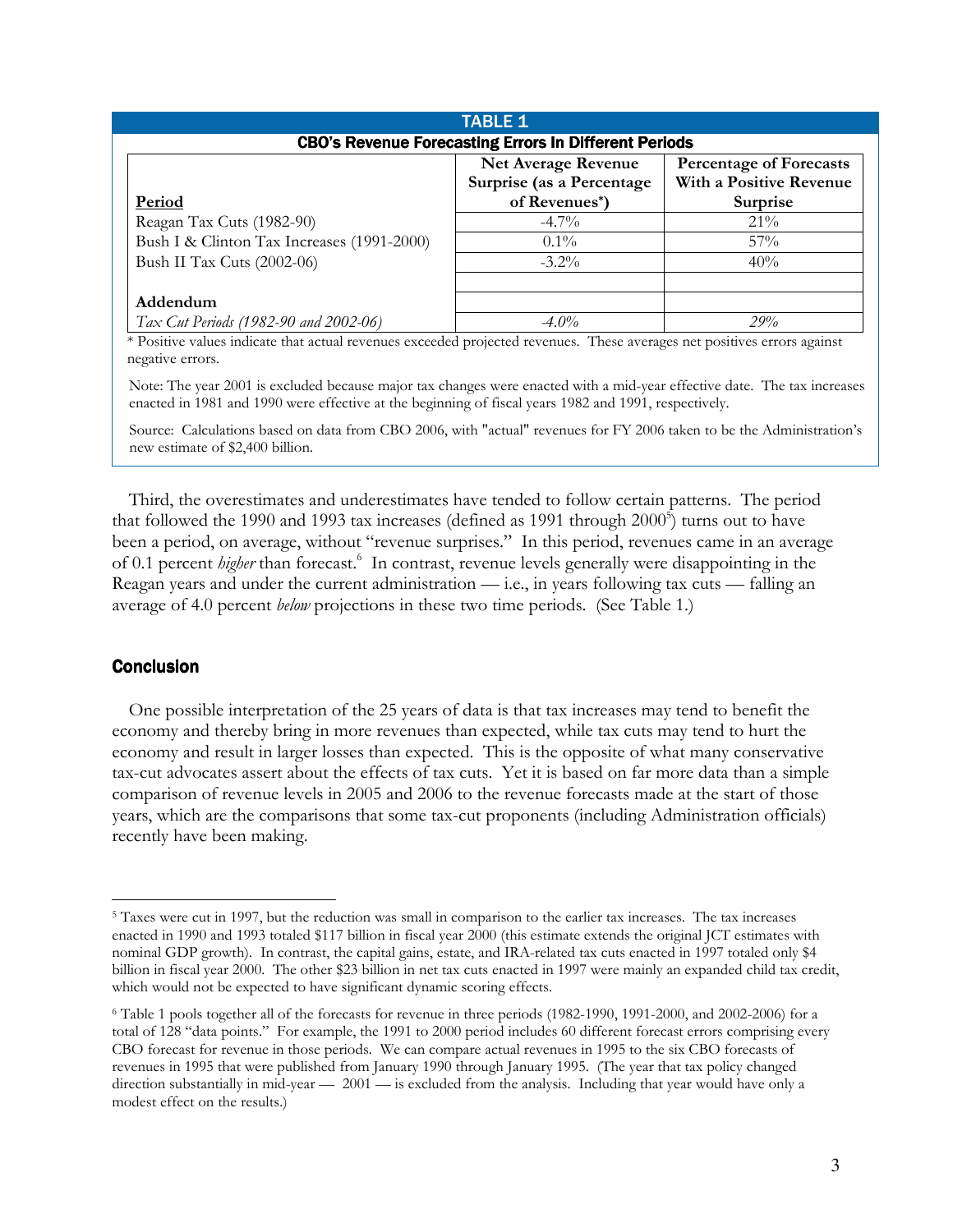**TABLE 1**

**CBO's Revenue Forecasting Errors In Different Periods**

| Period | Net Average Revenue Surprise (as a Percentage of Revenues*) | Percentage of Forecasts With a Positive Revenue Surprise |
| --- | --- | --- |
| Reagan Tax Cuts (1982-90) | -4.7% | 21% |
| Bush I & Clinton Tax Increases (1991-2000) | 0.1% | 57% |
| Bush II Tax Cuts (2002-06) | -3.2% | 40% |
| | | |
| **Addendum** | | |
| *Tax Cut Periods (1982-90 and 2002-06)* | *-4.0%* | *29%* |

\* Positive values indicate that actual revenues exceeded projected revenues. These averages net positives errors against negative errors.

Note: The year 2001 is excluded because major tax changes were enacted with a mid-year effective date. The tax increases enacted in 1981 and 1990 were effective at the beginning of fiscal years 1982 and 1991, respectively.

Source: Calculations based on data from CBO 2006, with "actual" revenues for FY 2006 taken to be the Administration's new estimate of $2,400 billion.

Third, the overestimates and underestimates have tended to follow certain patterns. The period that followed the 1990 and 1993 tax increases (defined as 1991 through 2000[5]) turns out to have been a period, on average, without "revenue surprises." In this period, revenues came in an average of 0.1 percent *higher* than forecast.[6] In contrast, revenue levels generally were disappointing in the Reagan years and under the current administration — i.e., in years following tax cuts — falling an average of 4.0 percent *below* projections in these two time periods. (See Table 1.)

## Conclusion

One possible interpretation of the 25 years of data is that tax increases may tend to benefit the economy and thereby bring in more revenues than expected, while tax cuts may tend to hurt the economy and result in larger losses than expected. This is the opposite of what many conservative tax-cut advocates assert about the effects of tax cuts. Yet it is based on far more data than a simple comparison of revenue levels in 2005 and 2006 to the revenue forecasts made at the start of those years, which are the comparisons that some tax-cut proponents (including Administration officials) recently have been making.

---

[5] Taxes were cut in 1997, but the reduction was small in comparison to the earlier tax increases. The tax increases enacted in 1990 and 1993 totaled $117 billion in fiscal year 2000 (this estimate extends the original JCT estimates with nominal GDP growth). In contrast, the capital gains, estate, and IRA-related tax cuts enacted in 1997 totaled only $4 billion in fiscal year 2000. The other $23 billion in net tax cuts enacted in 1997 were mainly an expanded child tax credit, which would not be expected to have significant dynamic scoring effects.

[6] Table 1 pools together all of the forecasts for revenue in three periods (1982-1990, 1991-2000, and 2002-2006) for a total of 128 "data points." For example, the 1991 to 2000 period includes 60 different forecast errors comprising every CBO forecast for revenue in those periods. We can compare actual revenues in 1995 to the six CBO forecasts of revenues in 1995 that were published from January 1990 through January 1995. (The year that tax policy changed direction substantially in mid-year — 2001 — is excluded from the analysis. Including that year would have only a modest effect on the results.)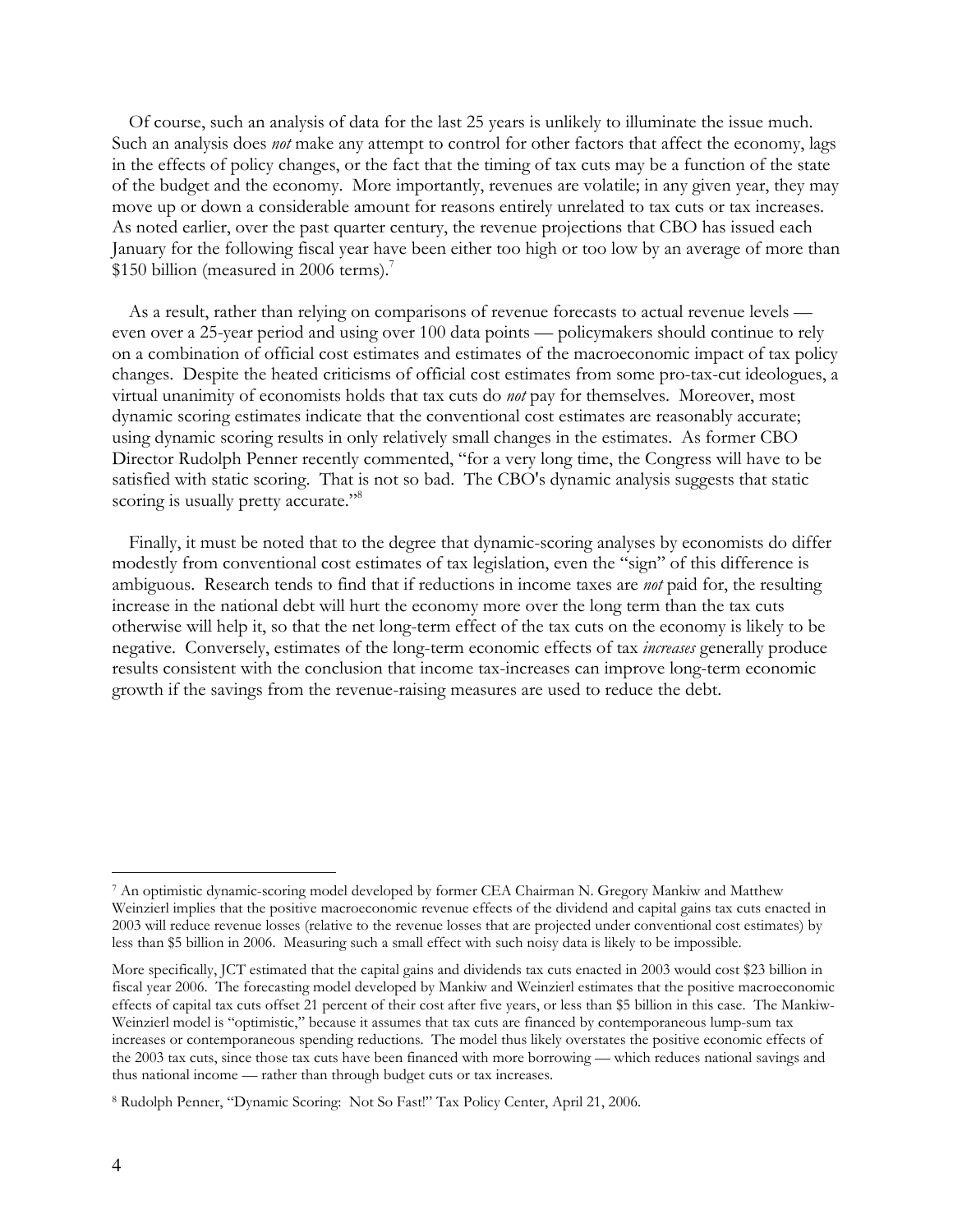Of course, such an analysis of data for the last 25 years is unlikely to illuminate the issue much. Such an analysis does *not* make any attempt to control for other factors that affect the economy, lags in the effects of policy changes, or the fact that the timing of tax cuts may be a function of the state of the budget and the economy. More importantly, revenues are volatile; in any given year, they may move up or down a considerable amount for reasons entirely unrelated to tax cuts or tax increases. As noted earlier, over the past quarter century, the revenue projections that CBO has issued each January for the following fiscal year have been either too high or too low by an average of more than $150 billion (measured in 2006 terms).[7]

As a result, rather than relying on comparisons of revenue forecasts to actual revenue levels — even over a 25-year period and using over 100 data points — policymakers should continue to rely on a combination of official cost estimates and estimates of the macroeconomic impact of tax policy changes. Despite the heated criticisms of official cost estimates from some pro-tax-cut ideologues, a virtual unanimity of economists holds that tax cuts do *not* pay for themselves. Moreover, most dynamic scoring estimates indicate that the conventional cost estimates are reasonably accurate; using dynamic scoring results in only relatively small changes in the estimates. As former CBO Director Rudolph Penner recently commented, "for a very long time, the Congress will have to be satisfied with static scoring. That is not so bad. The CBO's dynamic analysis suggests that static scoring is usually pretty accurate."[8]

Finally, it must be noted that to the degree that dynamic-scoring analyses by economists do differ modestly from conventional cost estimates of tax legislation, even the "sign" of this difference is ambiguous. Research tends to find that if reductions in income taxes are *not* paid for, the resulting increase in the national debt will hurt the economy more over the long term than the tax cuts otherwise will help it, so that the net long-term effect of the tax cuts on the economy is likely to be negative. Conversely, estimates of the long-term economic effects of tax *increases* generally produce results consistent with the conclusion that income tax-increases can improve long-term economic growth if the savings from the revenue-raising measures are used to reduce the debt.

---

[7] An optimistic dynamic-scoring model developed by former CEA Chairman N. Gregory Mankiw and Matthew Weinzierl implies that the positive macroeconomic revenue effects of the dividend and capital gains tax cuts enacted in 2003 will reduce revenue losses (relative to the revenue losses that are projected under conventional cost estimates) by less than $5 billion in 2006. Measuring such a small effect with such noisy data is likely to be impossible.

More specifically, JCT estimated that the capital gains and dividends tax cuts enacted in 2003 would cost $23 billion in fiscal year 2006. The forecasting model developed by Mankiw and Weinzierl estimates that the positive macroeconomic effects of capital tax cuts offset 21 percent of their cost after five years, or less than $5 billion in this case. The Mankiw-Weinzierl model is "optimistic," because it assumes that tax cuts are financed by contemporaneous lump-sum tax increases or contemporaneous spending reductions. The model thus likely overstates the positive economic effects of the 2003 tax cuts, since those tax cuts have been financed with more borrowing — which reduces national savings and thus national income — rather than through budget cuts or tax increases.

[8] Rudolph Penner, "Dynamic Scoring: Not So Fast!" Tax Policy Center, April 21, 2006.